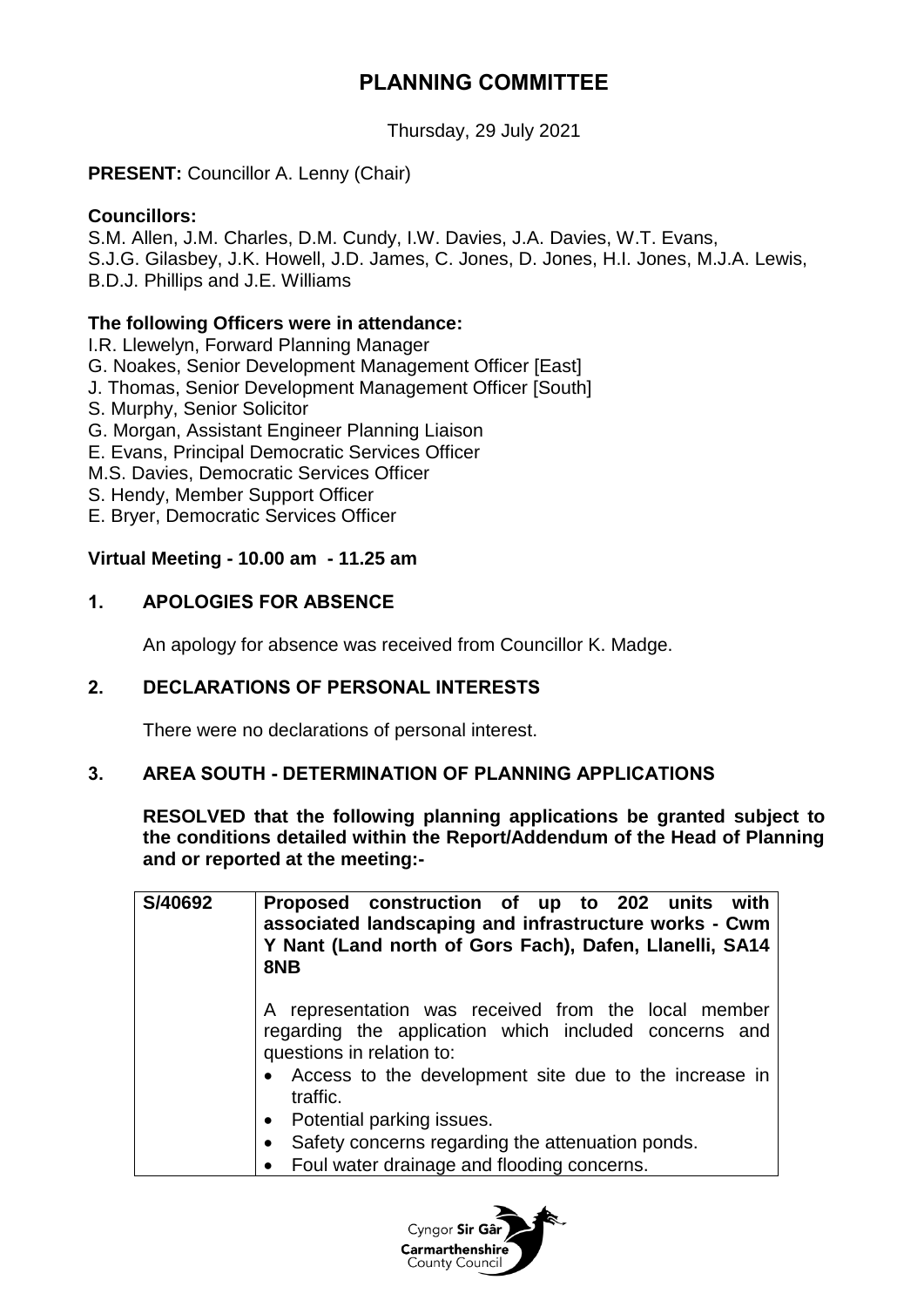# PLANNING COMMITTEE

Thursday, 29 July 2021

**PRESENT:** Councillor A. Lenny (Chair)

**Councillors:**
S.M. Allen, J.M. Charles, D.M. Cundy, I.W. Davies, J.A. Davies, W.T. Evans, S.J.G. Gilasbey, J.K. Howell, J.D. James, C. Jones, D. Jones, H.I. Jones, M.J.A. Lewis, B.D.J. Phillips and J.E. Williams

**The following Officers were in attendance:**
I.R. Llewelyn, Forward Planning Manager
G. Noakes, Senior Development Management Officer [East]
J. Thomas, Senior Development Management Officer [South]
S. Murphy, Senior Solicitor
G. Morgan, Assistant Engineer Planning Liaison
E. Evans, Principal Democratic Services Officer
M.S. Davies, Democratic Services Officer
S. Hendy, Member Support Officer
E. Bryer, Democratic Services Officer

**Virtual Meeting - 10.00 am - 11.25 am**

## 1. APOLOGIES FOR ABSENCE

An apology for absence was received from Councillor K. Madge.

## 2. DECLARATIONS OF PERSONAL INTERESTS

There were no declarations of personal interest.

## 3. AREA SOUTH - DETERMINATION OF PLANNING APPLICATIONS

**RESOLVED that the following planning applications be granted subject to the conditions detailed within the Report/Addendum of the Head of Planning and or reported at the meeting:-**

| S/40692 | **Proposed construction of up to 202 units with associated landscaping and infrastructure works - Cwm Y Nant (Land north of Gors Fach), Dafen, Llanelli, SA14 8NB**<br><br>A representation was received from the local member regarding the application which included concerns and questions in relation to:<br>• Access to the development site due to the increase in traffic.<br>• Potential parking issues.<br>• Safety concerns regarding the attenuation ponds.<br>• Foul water drainage and flooding concerns. |
|---|---|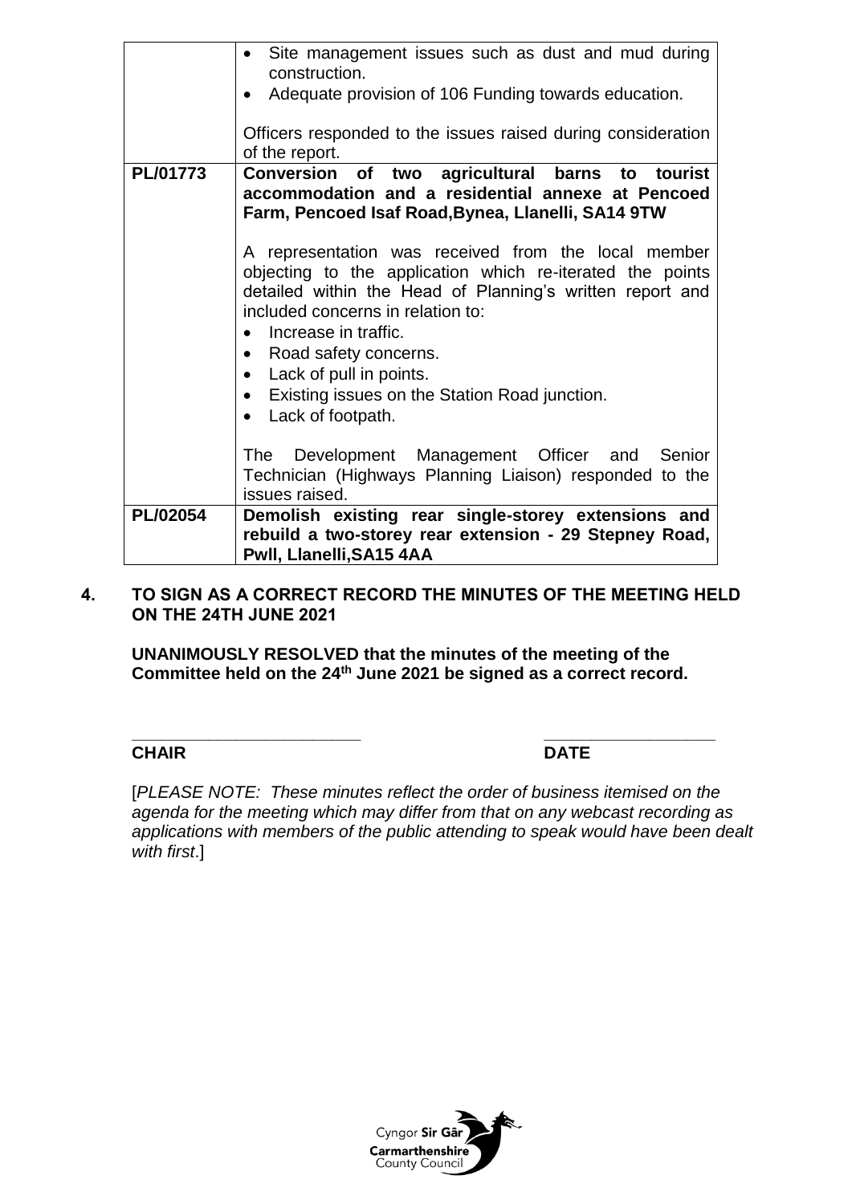| | |
|---|---|
| | • Site management issues such as dust and mud during construction.<br>• Adequate provision of 106 Funding towards education.<br><br>Officers responded to the issues raised during consideration of the report. |
| **PL/01773** | **Conversion of two agricultural barns to tourist accommodation and a residential annexe at Pencoed Farm, Pencoed Isaf Road,Bynea, Llanelli, SA14 9TW**<br><br>A representation was received from the local member objecting to the application which re-iterated the points detailed within the Head of Planning's written report and included concerns in relation to:<br>• Increase in traffic.<br>• Road safety concerns.<br>• Lack of pull in points.<br>• Existing issues on the Station Road junction.<br>• Lack of footpath.<br><br>The Development Management Officer and Senior Technician (Highways Planning Liaison) responded to the issues raised. |
| **PL/02054** | **Demolish existing rear single-storey extensions and rebuild a two-storey rear extension - 29 Stepney Road, Pwll, Llanelli,SA15 4AA** |

## 4. TO SIGN AS A CORRECT RECORD THE MINUTES OF THE MEETING HELD ON THE 24TH JUNE 2021

**UNANIMOUSLY RESOLVED that the minutes of the meeting of the Committee held on the 24th June 2021 be signed as a correct record.**

________________________ ________________

**CHAIR** **DATE**

[*PLEASE NOTE: These minutes reflect the order of business itemised on the agenda for the meeting which may differ from that on any webcast recording as applications with members of the public attending to speak would have been dealt with first*.]

Cyngor Sir Gâr
Carmarthenshire County Council